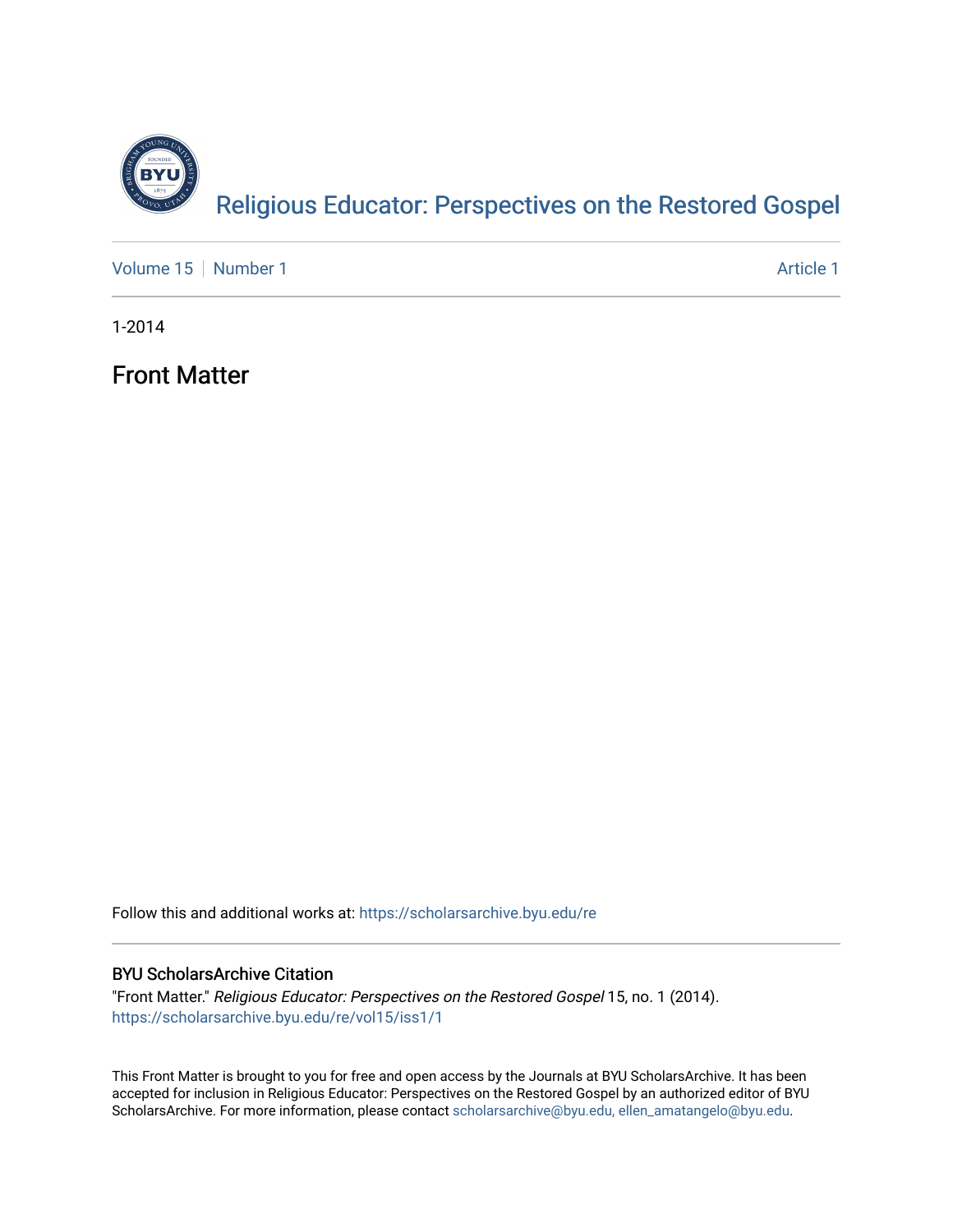# Religious Educator: Perspectives on the Restored Gospel

Volume 15 | Number 1 — Article 1

1-2014

## Front Matter

Follow this and additional works at: https://scholarsarchive.byu.edu/re

### BYU ScholarsArchive Citation

"Front Matter." *Religious Educator: Perspectives on the Restored Gospel* 15, no. 1 (2014).
https://scholarsarchive.byu.edu/re/vol15/iss1/1

This Front Matter is brought to you for free and open access by the Journals at BYU ScholarsArchive. It has been accepted for inclusion in Religious Educator: Perspectives on the Restored Gospel by an authorized editor of BYU ScholarsArchive. For more information, please contact scholarsarchive@byu.edu, ellen_amatangelo@byu.edu.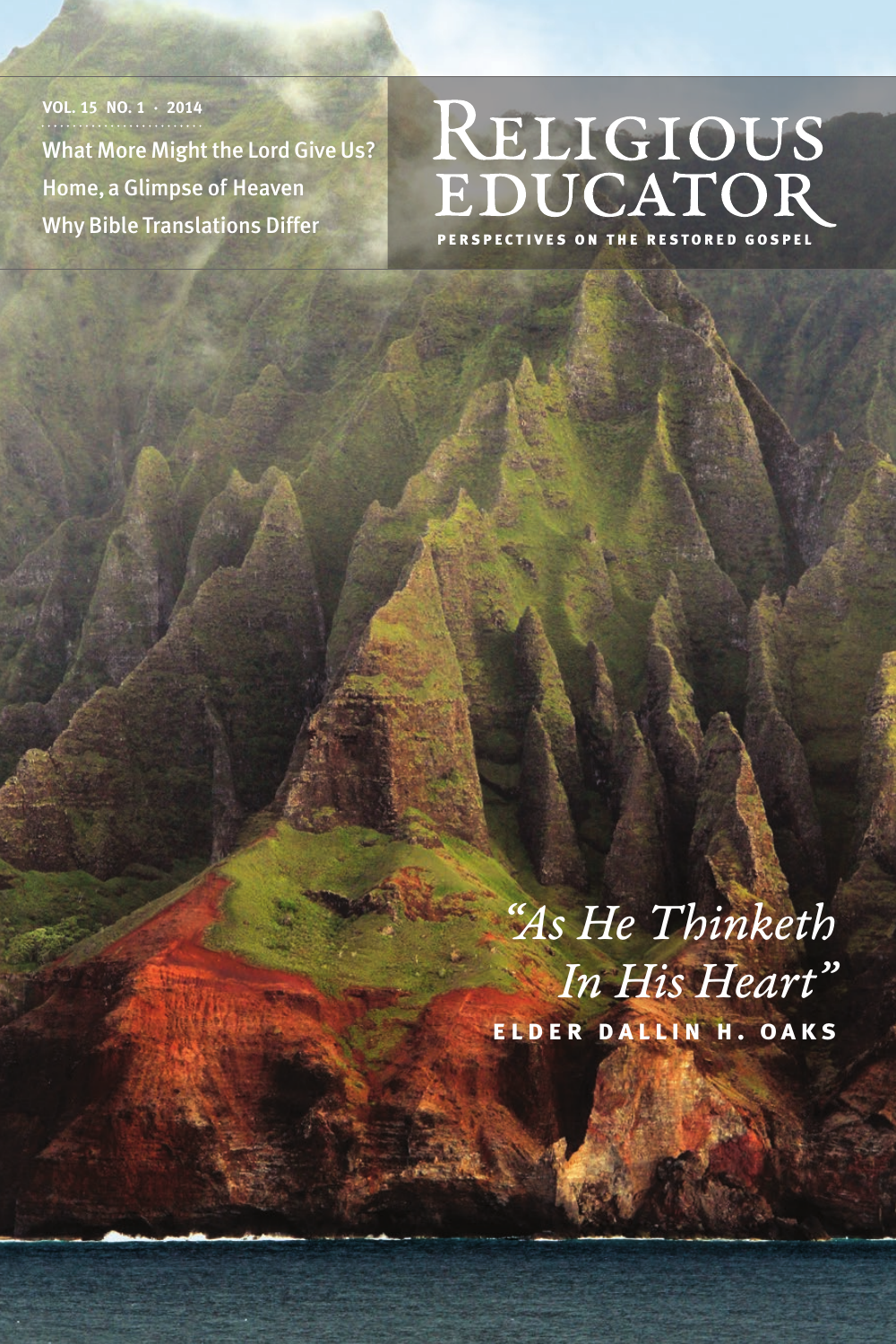VOL. 15 NO. 1 · 2014

What More Might the Lord Give Us?

Home, a Glimpse of Heaven

Why Bible Translations Differ

# Religious Educator

**PERSPECTIVES ON THE RESTORED GOSPEL**

*"As He Thinketh In His Heart"*

**ELDER DALLIN H. OAKS**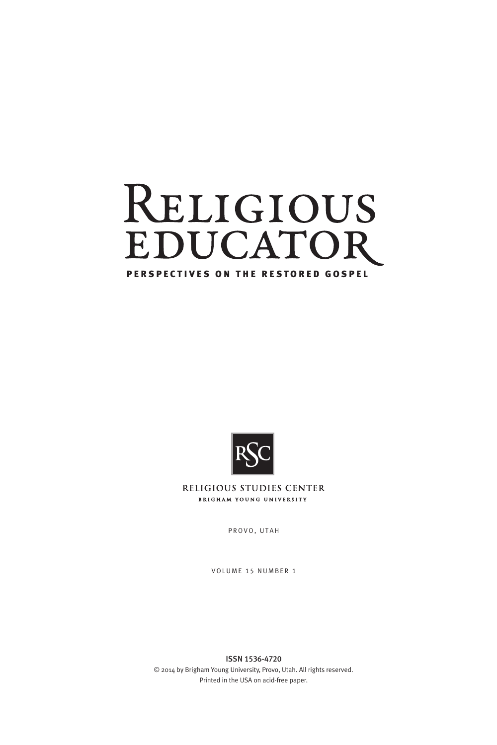# Religious Educator

**PERSPECTIVES ON THE RESTORED GOSPEL**

RSC

RELIGIOUS STUDIES CENTER

BRIGHAM YOUNG UNIVERSITY

PROVO, UTAH

VOLUME 15 NUMBER 1

**ISSN 1536-4720**

© 2014 by Brigham Young University, Provo, Utah. All rights reserved.

Printed in the USA on acid-free paper.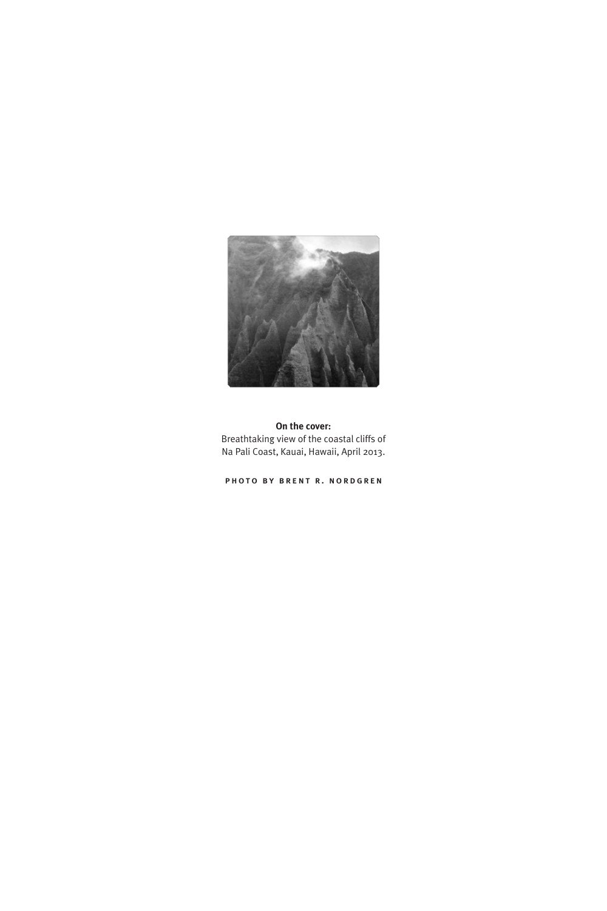**On the cover:**
Breathtaking view of the coastal cliffs of
Na Pali Coast, Kauai, Hawaii, April 2013.

PHOTO BY BRENT R. NORDGREN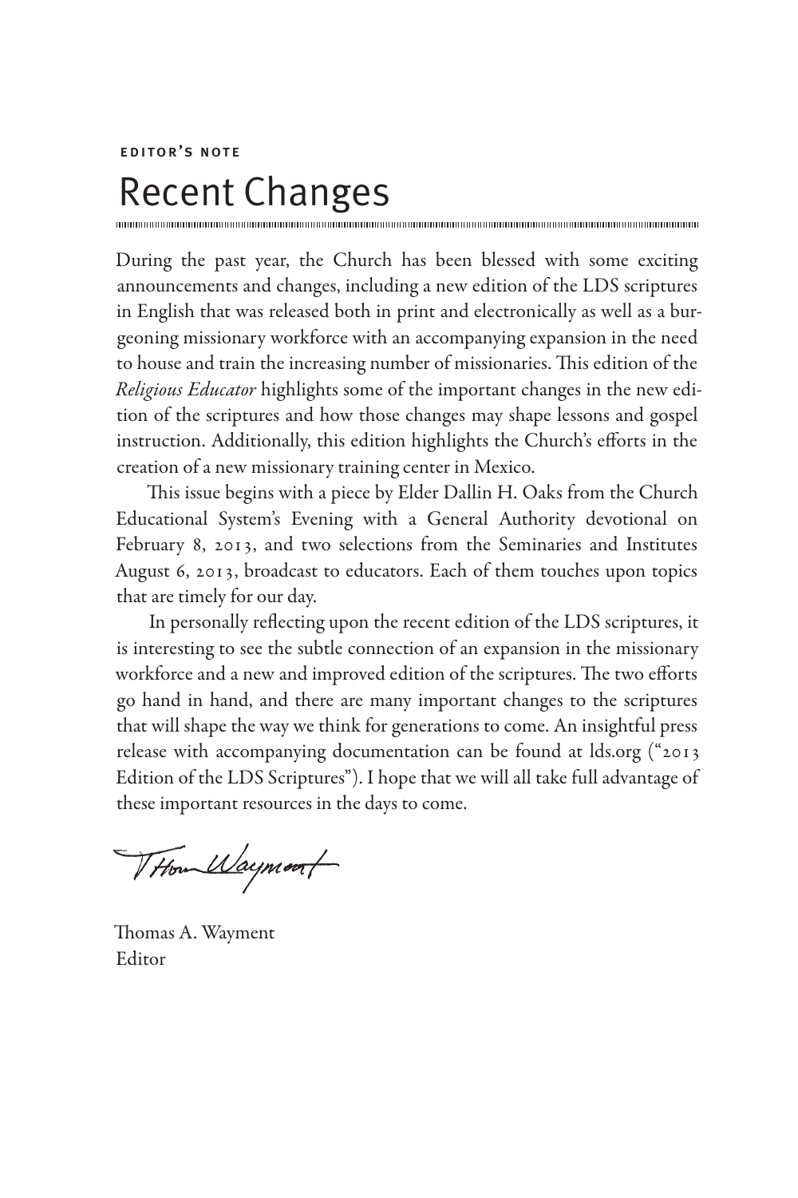EDITOR'S NOTE

# Recent Changes

During the past year, the Church has been blessed with some exciting announcements and changes, including a new edition of the LDS scriptures in English that was released both in print and electronically as well as a burgeoning missionary workforce with an accompanying expansion in the need to house and train the increasing number of missionaries. This edition of the *Religious Educator* highlights some of the important changes in the new edition of the scriptures and how those changes may shape lessons and gospel instruction. Additionally, this edition highlights the Church's efforts in the creation of a new missionary training center in Mexico.

This issue begins with a piece by Elder Dallin H. Oaks from the Church Educational System's Evening with a General Authority devotional on February 8, 2013, and two selections from the Seminaries and Institutes August 6, 2013, broadcast to educators. Each of them touches upon topics that are timely for our day.

In personally reflecting upon the recent edition of the LDS scriptures, it is interesting to see the subtle connection of an expansion in the missionary workforce and a new and improved edition of the scriptures. The two efforts go hand in hand, and there are many important changes to the scriptures that will shape the way we think for generations to come. An insightful press release with accompanying documentation can be found at lds.org ("2013 Edition of the LDS Scriptures"). I hope that we will all take full advantage of these important resources in the days to come.

Thomas A. Wayment
Editor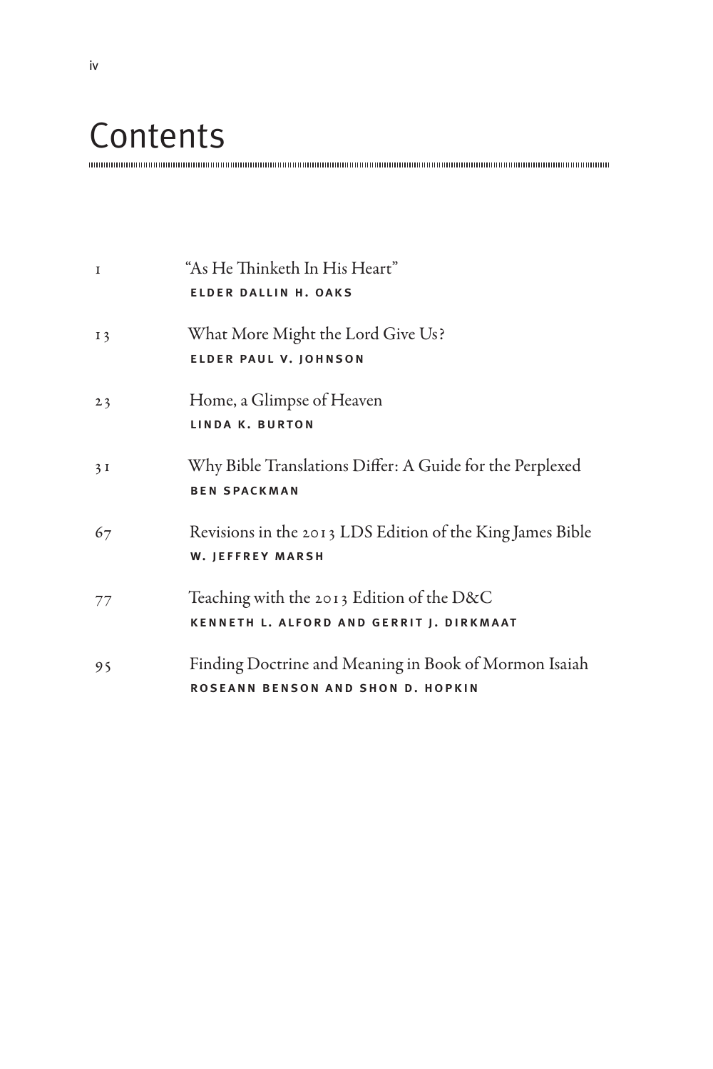# Contents

| | |
|---|---|
| 1 | "As He Thinketh In His Heart"<br>**ELDER DALLIN H. OAKS** |
| 13 | What More Might the Lord Give Us?<br>**ELDER PAUL V. JOHNSON** |
| 23 | Home, a Glimpse of Heaven<br>**LINDA K. BURTON** |
| 31 | Why Bible Translations Differ: A Guide for the Perplexed<br>**BEN SPACKMAN** |
| 67 | Revisions in the 2013 LDS Edition of the King James Bible<br>**W. JEFFREY MARSH** |
| 77 | Teaching with the 2013 Edition of the D&C<br>**KENNETH L. ALFORD AND GERRIT J. DIRKMAAT** |
| 95 | Finding Doctrine and Meaning in Book of Mormon Isaiah<br>**ROSEANN BENSON AND SHON D. HOPKIN** |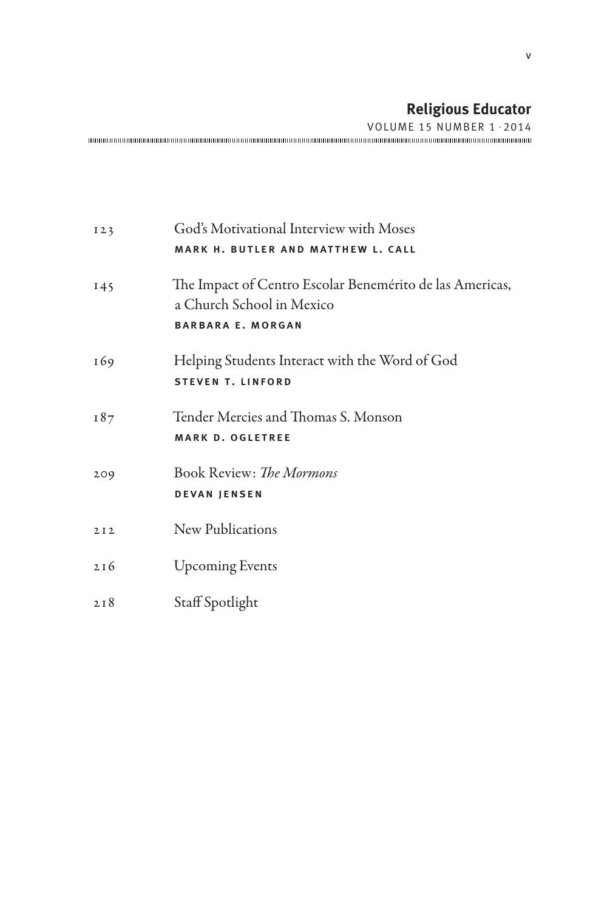| | |
|---|---|
| 123 | God's Motivational Interview with Moses<br>MARK H. BUTLER AND MATTHEW L. CALL |
| 145 | The Impact of Centro Escolar Benemérito de las Americas, a Church School in Mexico<br>BARBARA E. MORGAN |
| 169 | Helping Students Interact with the Word of God<br>STEVEN T. LINFORD |
| 187 | Tender Mercies and Thomas S. Monson<br>MARK D. OGLETREE |
| 209 | Book Review: *The Mormons*<br>DEVAN JENSEN |
| 212 | New Publications |
| 216 | Upcoming Events |
| 218 | Staff Spotlight |